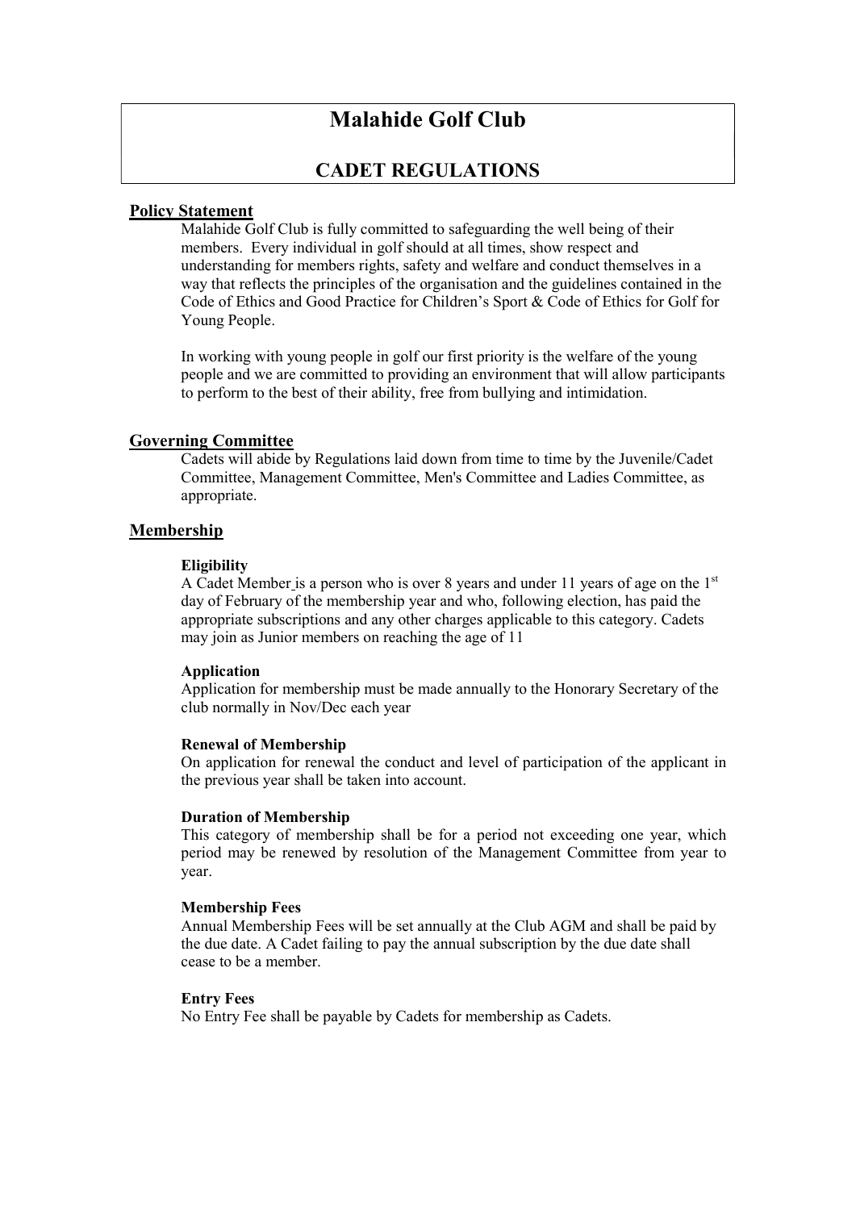# Malahide Golf Club

## CADET REGULATIONS

### Policy Statement

Malahide Golf Club is fully committed to safeguarding the well being of their members. Every individual in golf should at all times, show respect and understanding for members rights, safety and welfare and conduct themselves in a way that reflects the principles of the organisation and the guidelines contained in the Code of Ethics and Good Practice for Children's Sport & Code of Ethics for Golf for Young People.

In working with young people in golf our first priority is the welfare of the young people and we are committed to providing an environment that will allow participants to perform to the best of their ability, free from bullying and intimidation.

### Governing Committee

Cadets will abide by Regulations laid down from time to time by the Juvenile/Cadet Committee, Management Committee, Men's Committee and Ladies Committee, as appropriate.

### Membership

**Eligibility**

A Cadet Member is a person who is over 8 years and under 11 years of age on the 1st day of February of the membership year and who, following election, has paid the appropriate subscriptions and any other charges applicable to this category. Cadets may join as Junior members on reaching the age of 11

**Application**

Application for membership must be made annually to the Honorary Secretary of the club normally in Nov/Dec each year

**Renewal of Membership**

On application for renewal the conduct and level of participation of the applicant in the previous year shall be taken into account.

**Duration of Membership**

This category of membership shall be for a period not exceeding one year, which period may be renewed by resolution of the Management Committee from year to year.

**Membership Fees**

Annual Membership Fees will be set annually at the Club AGM and shall be paid by the due date. A Cadet failing to pay the annual subscription by the due date shall cease to be a member.

**Entry Fees**

No Entry Fee shall be payable by Cadets for membership as Cadets.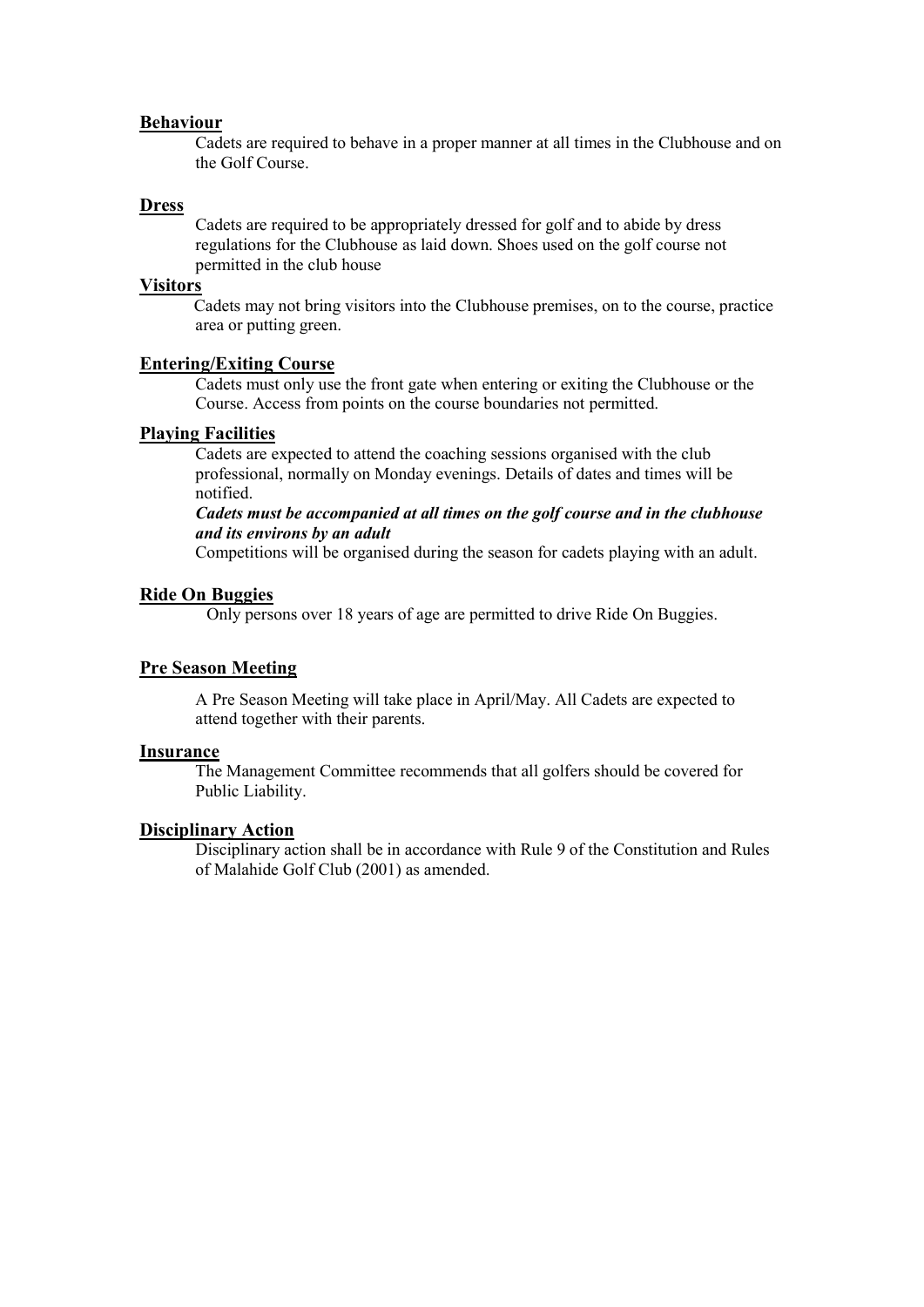## Behaviour

Cadets are required to behave in a proper manner at all times in the Clubhouse and on the Golf Course.

## Dress

Cadets are required to be appropriately dressed for golf and to abide by dress regulations for the Clubhouse as laid down. Shoes used on the golf course not permitted in the club house

## Visitors

Cadets may not bring visitors into the Clubhouse premises, on to the course, practice area or putting green.

## Entering/Exiting Course

Cadets must only use the front gate when entering or exiting the Clubhouse or the Course. Access from points on the course boundaries not permitted.

## Playing Facilities

Cadets are expected to attend the coaching sessions organised with the club professional, normally on Monday evenings. Details of dates and times will be notified.

***Cadets must be accompanied at all times on the golf course and in the clubhouse and its environs by an adult***

Competitions will be organised during the season for cadets playing with an adult.

## Ride On Buggies

Only persons over 18 years of age are permitted to drive Ride On Buggies.

## Pre Season Meeting

A Pre Season Meeting will take place in April/May. All Cadets are expected to attend together with their parents.

## Insurance

The Management Committee recommends that all golfers should be covered for Public Liability.

## Disciplinary Action

Disciplinary action shall be in accordance with Rule 9 of the Constitution and Rules of Malahide Golf Club (2001) as amended.